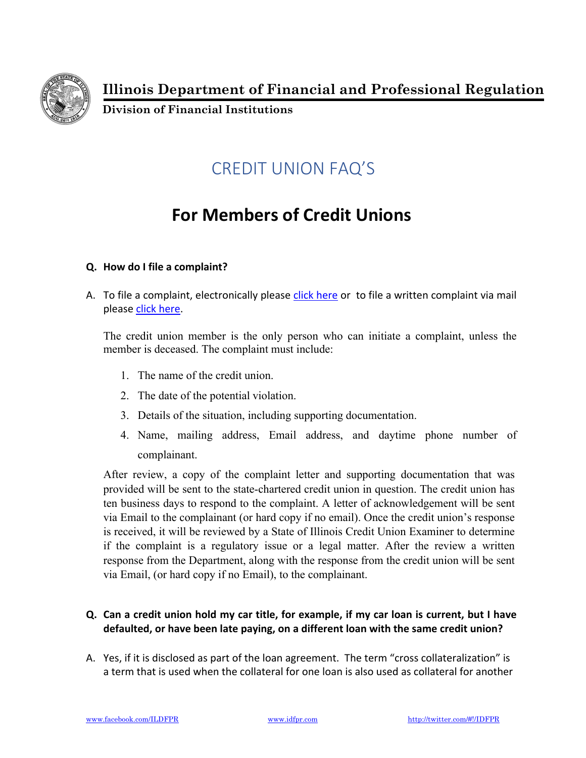**Illinois Department of Financial and Professional Regulation**

**Division of Financial Institutions**

# CREDIT UNION FAQ'S

## For Members of Credit Unions

**Q. How do I file a complaint?**

A. To file a complaint, electronically please click here or to file a written complaint via mail please click here.

The credit union member is the only person who can initiate a complaint, unless the member is deceased. The complaint must include:

1. The name of the credit union.
2. The date of the potential violation.
3. Details of the situation, including supporting documentation.
4. Name, mailing address, Email address, and daytime phone number of complainant.

After review, a copy of the complaint letter and supporting documentation that was provided will be sent to the state-chartered credit union in question. The credit union has ten business days to respond to the complaint. A letter of acknowledgement will be sent via Email to the complainant (or hard copy if no email). Once the credit union's response is received, it will be reviewed by a State of Illinois Credit Union Examiner to determine if the complaint is a regulatory issue or a legal matter. After the review a written response from the Department, along with the response from the credit union will be sent via Email, (or hard copy if no Email), to the complainant.

**Q. Can a credit union hold my car title, for example, if my car loan is current, but I have defaulted, or have been late paying, on a different loan with the same credit union?**

A. Yes, if it is disclosed as part of the loan agreement. The term "cross collateralization" is a term that is used when the collateral for one loan is also used as collateral for another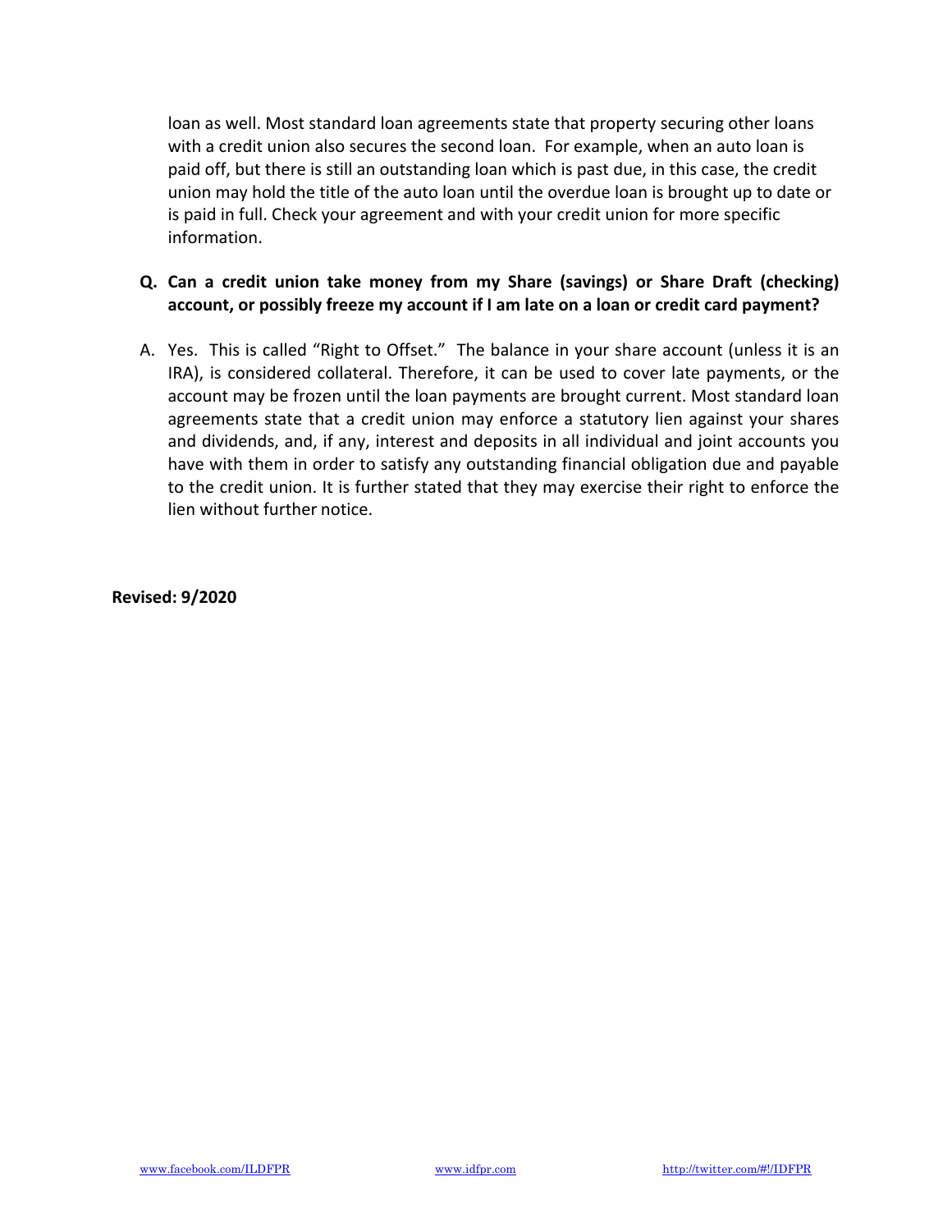loan as well. Most standard loan agreements state that property securing other loans with a credit union also secures the second loan. For example, when an auto loan is paid off, but there is still an outstanding loan which is past due, in this case, the credit union may hold the title of the auto loan until the overdue loan is brought up to date or is paid in full. Check your agreement and with your credit union for more specific information.

**Q. Can a credit union take money from my Share (savings) or Share Draft (checking) account, or possibly freeze my account if I am late on a loan or credit card payment?**

A. Yes. This is called "Right to Offset." The balance in your share account (unless it is an IRA), is considered collateral. Therefore, it can be used to cover late payments, or the account may be frozen until the loan payments are brought current. Most standard loan agreements state that a credit union may enforce a statutory lien against your shares and dividends, and, if any, interest and deposits in all individual and joint accounts you have with them in order to satisfy any outstanding financial obligation due and payable to the credit union. It is further stated that they may exercise their right to enforce the lien without further notice.

**Revised: 9/2020**